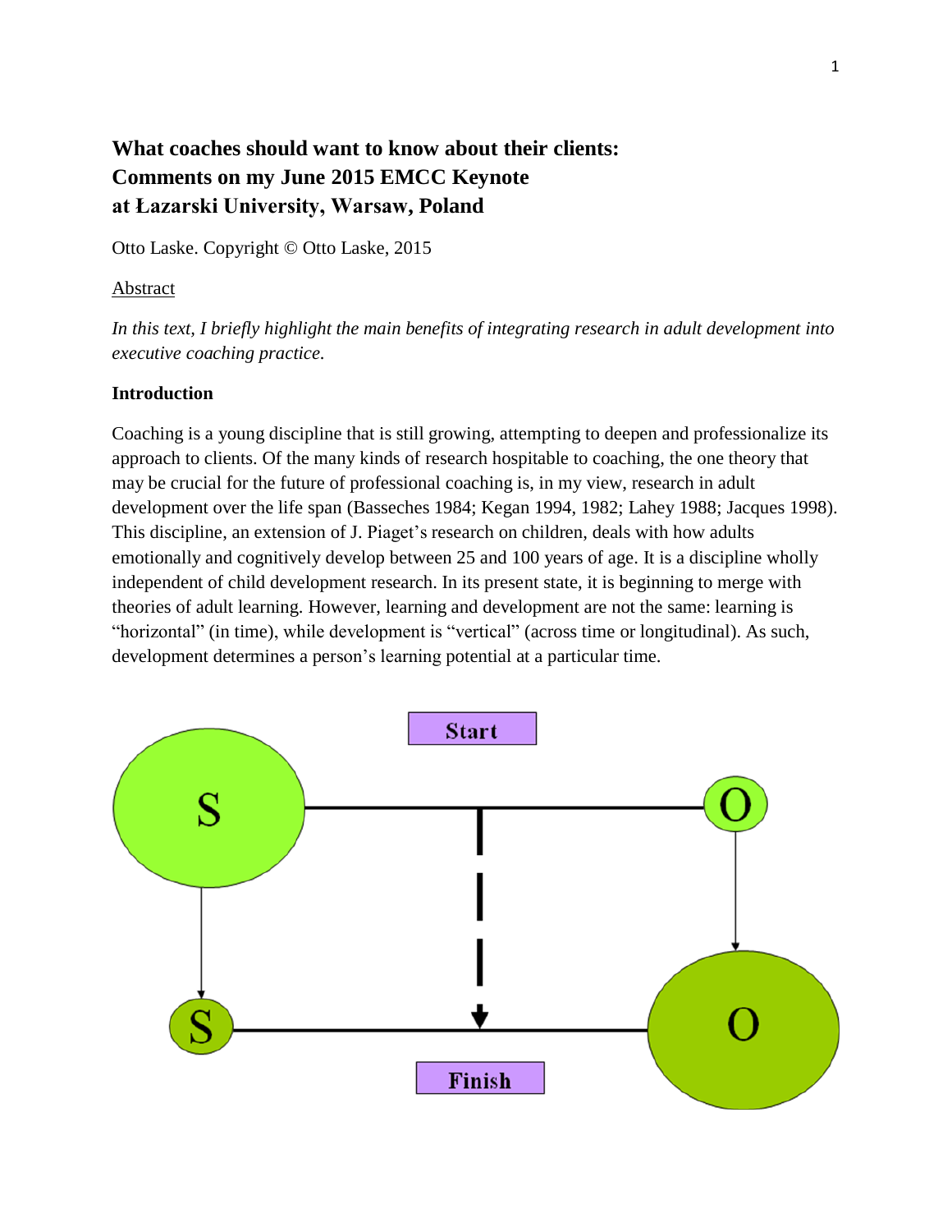# What coaches should want to know about their clients: Comments on my June 2015 EMCC Keynote at Łazarski University, Warsaw, Poland

Otto Laske. Copyright © Otto Laske, 2015

Abstract

*In this text, I briefly highlight the main benefits of integrating research in adult development into executive coaching practice.*

**Introduction**

Coaching is a young discipline that is still growing, attempting to deepen and professionalize its approach to clients. Of the many kinds of research hospitable to coaching, the one theory that may be crucial for the future of professional coaching is, in my view, research in adult development over the life span (Basseches 1984; Kegan 1994, 1982; Lahey 1988; Jacques 1998). This discipline, an extension of J. Piaget's research on children, deals with how adults emotionally and cognitively develop between 25 and 100 years of age. It is a discipline wholly independent of child development research. In its present state, it is beginning to merge with theories of adult learning. However, learning and development are not the same: learning is "horizontal" (in time), while development is "vertical" (across time or longitudinal). As such, development determines a person's learning potential at a particular time.

Start

S — O

S — O

Finish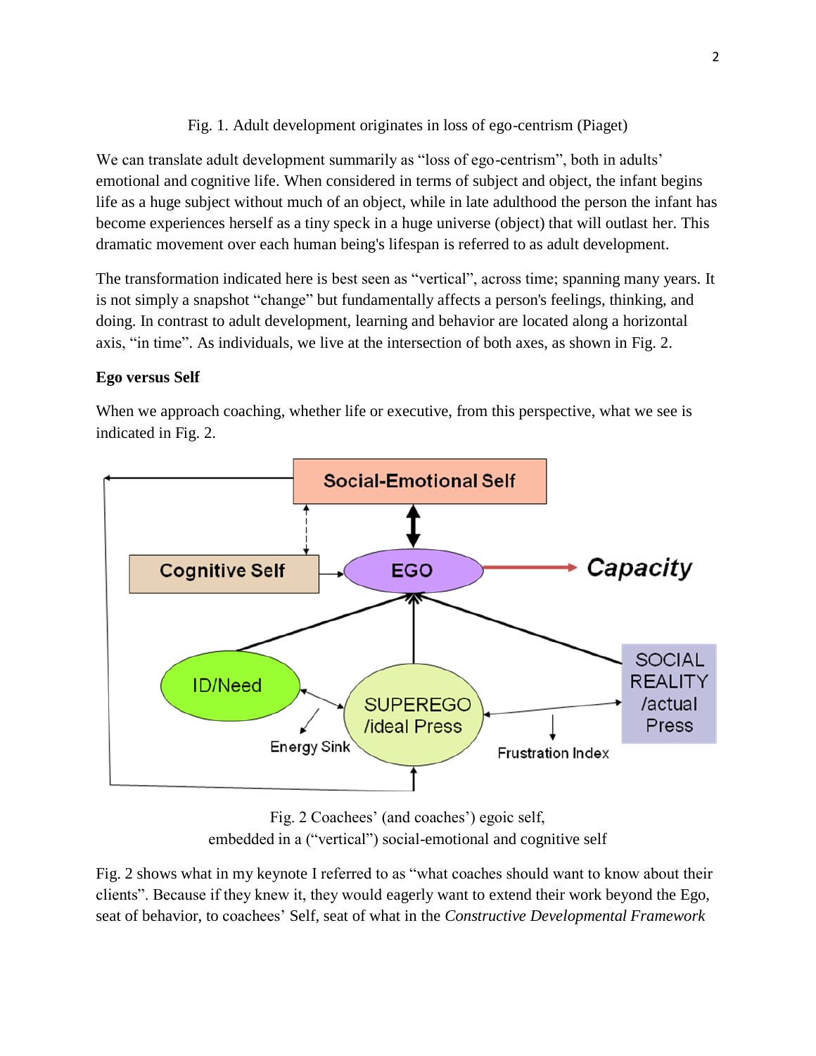Fig. 1. Adult development originates in loss of ego-centrism (Piaget)

We can translate adult development summarily as "loss of ego-centrism", both in adults' emotional and cognitive life. When considered in terms of subject and object, the infant begins life as a huge subject without much of an object, while in late adulthood the person the infant has become experiences herself as a tiny speck in a huge universe (object) that will outlast her. This dramatic movement over each human being's lifespan is referred to as adult development.

The transformation indicated here is best seen as "vertical", across time; spanning many years. It is not simply a snapshot "change" but fundamentally affects a person's feelings, thinking, and doing. In contrast to adult development, learning and behavior are located along a horizontal axis, "in time". As individuals, we live at the intersection of both axes, as shown in Fig. 2.

**Ego versus Self**

When we approach coaching, whether life or executive, from this perspective, what we see is indicated in Fig. 2.

Fig. 2 Coachees' (and coaches') egoic self, embedded in a ("vertical") social-emotional and cognitive self

Fig. 2 shows what in my keynote I referred to as "what coaches should want to know about their clients". Because if they knew it, they would eagerly want to extend their work beyond the Ego, seat of behavior, to coachees' Self, seat of what in the *Constructive Developmental Framework*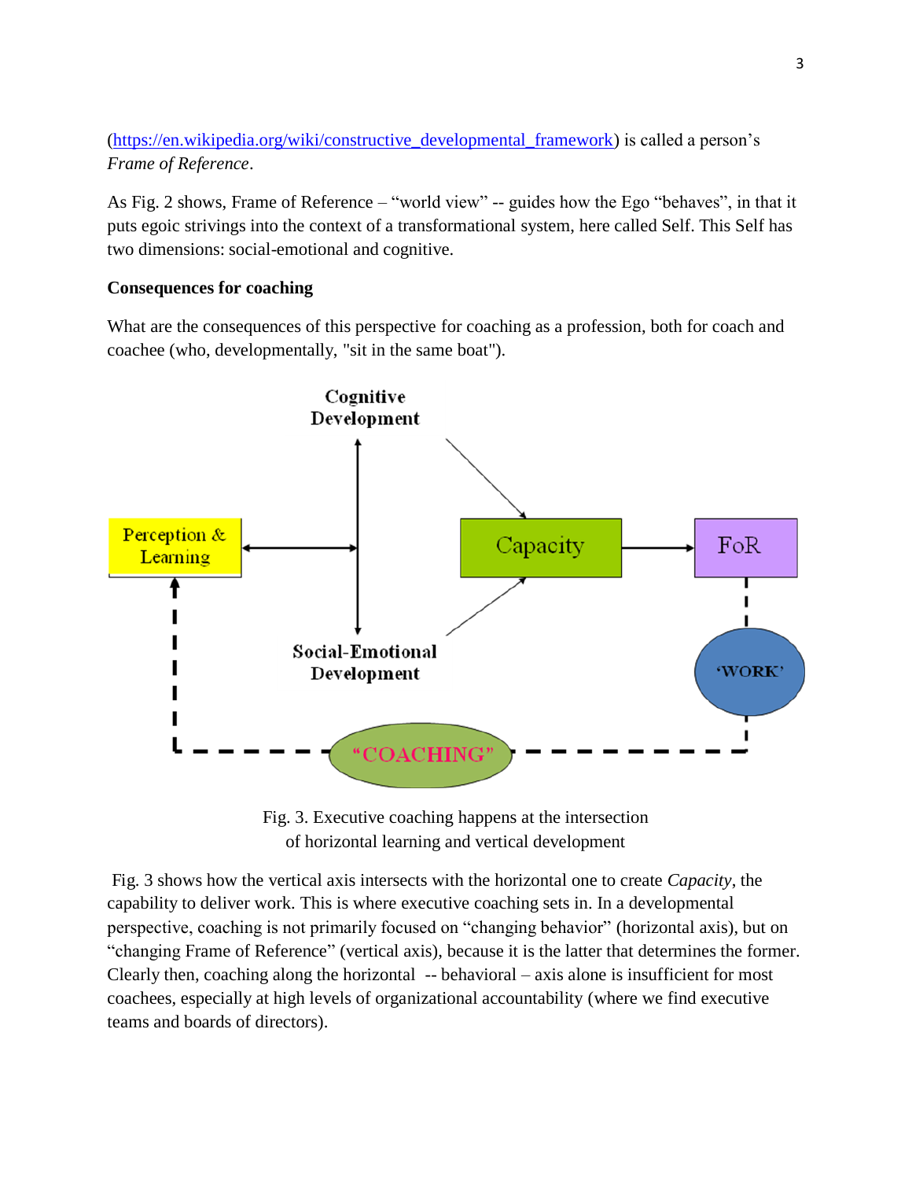(https://en.wikipedia.org/wiki/constructive_developmental_framework) is called a person's *Frame of Reference*.

As Fig. 2 shows, Frame of Reference – "world view" -- guides how the Ego "behaves", in that it puts egoic strivings into the context of a transformational system, here called Self. This Self has two dimensions: social-emotional and cognitive.

**Consequences for coaching**

What are the consequences of this perspective for coaching as a profession, both for coach and coachee (who, developmentally, "sit in the same boat").

Fig. 3. Executive coaching happens at the intersection of horizontal learning and vertical development

Fig. 3 shows how the vertical axis intersects with the horizontal one to create *Capacity*, the capability to deliver work. This is where executive coaching sets in. In a developmental perspective, coaching is not primarily focused on "changing behavior" (horizontal axis), but on "changing Frame of Reference" (vertical axis), because it is the latter that determines the former. Clearly then, coaching along the horizontal -- behavioral – axis alone is insufficient for most coachees, especially at high levels of organizational accountability (where we find executive teams and boards of directors).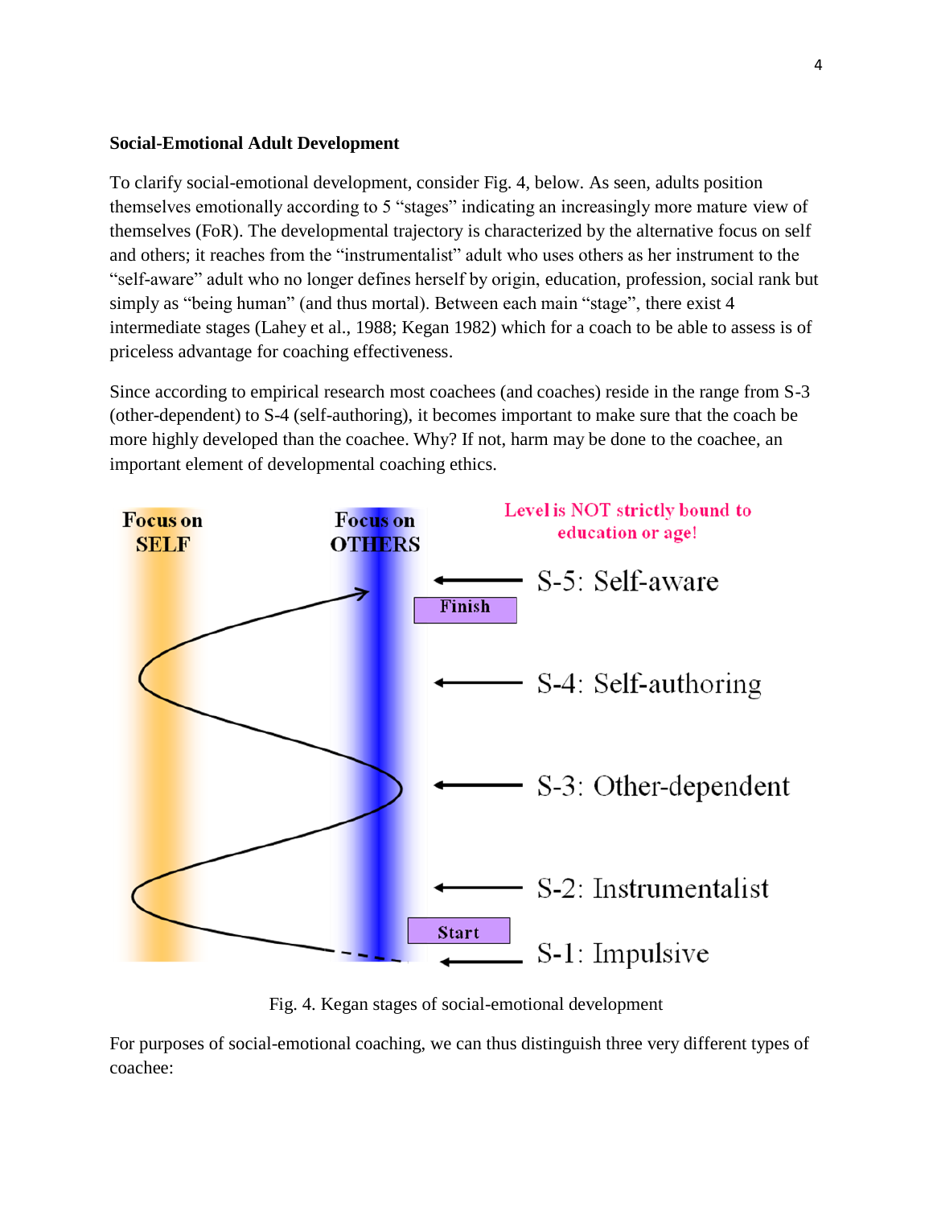**Social-Emotional Adult Development**

To clarify social-emotional development, consider Fig. 4, below. As seen, adults position themselves emotionally according to 5 "stages" indicating an increasingly more mature view of themselves (FoR). The developmental trajectory is characterized by the alternative focus on self and others; it reaches from the "instrumentalist" adult who uses others as her instrument to the "self-aware" adult who no longer defines herself by origin, education, profession, social rank but simply as "being human" (and thus mortal). Between each main "stage", there exist 4 intermediate stages (Lahey et al., 1988; Kegan 1982) which for a coach to be able to assess is of priceless advantage for coaching effectiveness.

Since according to empirical research most coachees (and coaches) reside in the range from S-3 (other-dependent) to S-4 (self-authoring), it becomes important to make sure that the coach be more highly developed than the coachee. Why? If not, harm may be done to the coachee, an important element of developmental coaching ethics.

Focus on SELF | Focus on OTHERS | Level is NOT strictly bound to education or age!

S-5: Self-aware (Finish)
S-4: Self-authoring
S-3: Other-dependent
S-2: Instrumentalist
S-1: Impulsive (Start)

Fig. 4. Kegan stages of social-emotional development

For purposes of social-emotional coaching, we can thus distinguish three very different types of coachee: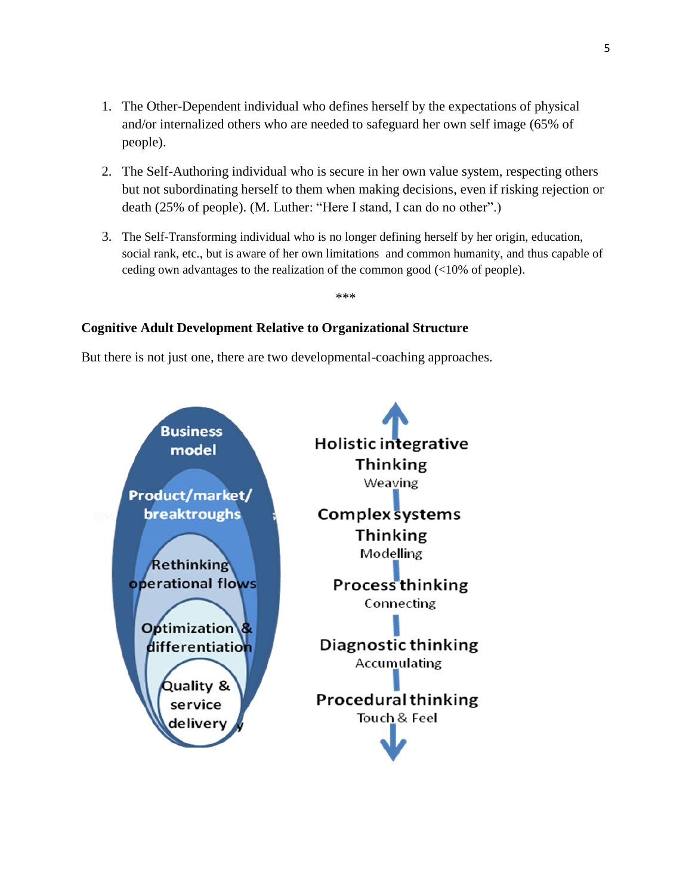1. The Other-Dependent individual who defines herself by the expectations of physical and/or internalized others who are needed to safeguard her own self image (65% of people).

2. The Self-Authoring individual who is secure in her own value system, respecting others but not subordinating herself to them when making decisions, even if risking rejection or death (25% of people). (M. Luther: "Here I stand, I can do no other".)

3. The Self-Transforming individual who is no longer defining herself by her origin, education, social rank, etc., but is aware of her own limitations and common humanity, and thus capable of ceding own advantages to the realization of the common good (<10% of people).

***

**Cognitive Adult Development Relative to Organizational Structure**

But there is not just one, there are two developmental-coaching approaches.

Business model

Product/market/ breaktroughs

Rethinking operational flows

Optimization & differentiation

Quality & service delivery

Holistic integrative Thinking
Weaving

Complex systems Thinking
Modelling

Process thinking
Connecting

Diagnostic thinking
Accumulating

Procedural thinking
Touch & Feel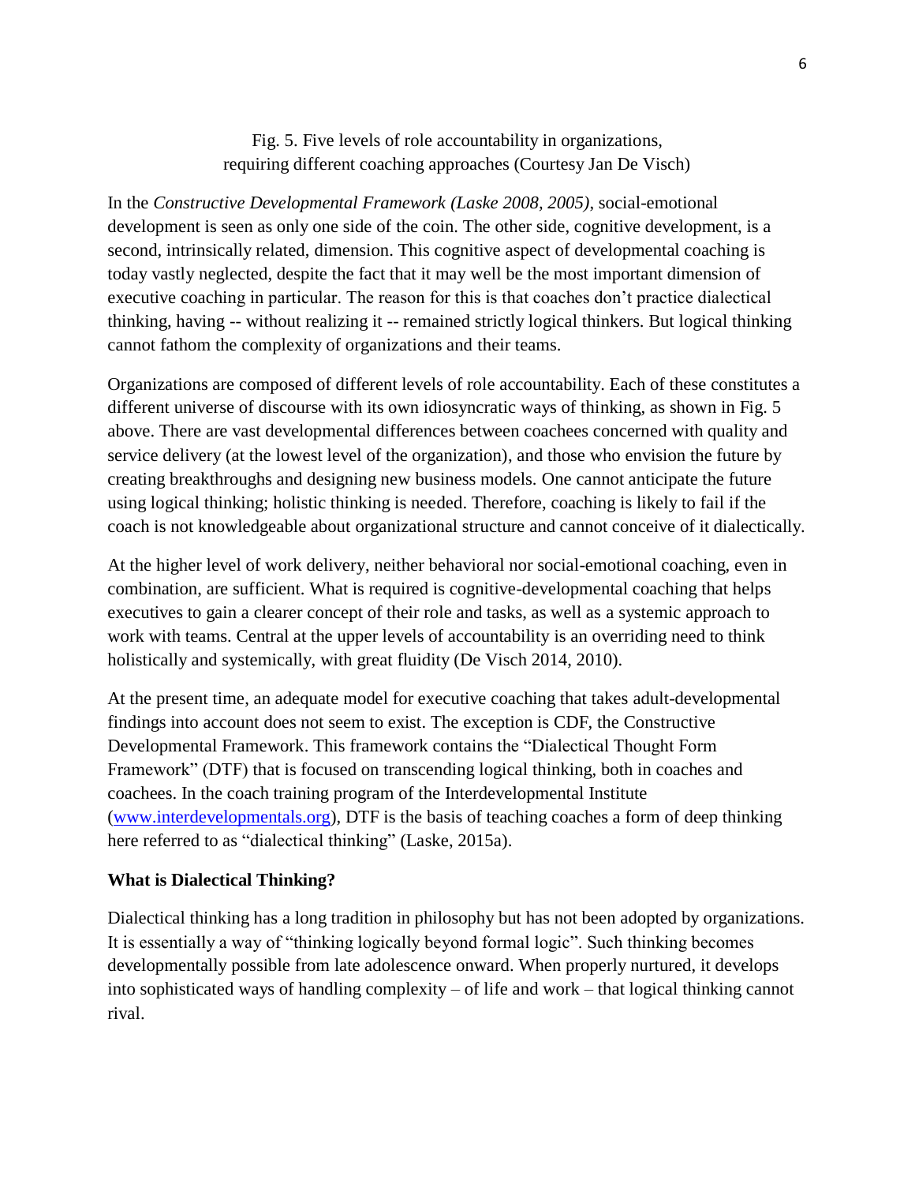Fig. 5. Five levels of role accountability in organizations, requiring different coaching approaches (Courtesy Jan De Visch)

In the *Constructive Developmental Framework (Laske 2008, 2005)*, social-emotional development is seen as only one side of the coin. The other side, cognitive development, is a second, intrinsically related, dimension. This cognitive aspect of developmental coaching is today vastly neglected, despite the fact that it may well be the most important dimension of executive coaching in particular. The reason for this is that coaches don't practice dialectical thinking, having -- without realizing it -- remained strictly logical thinkers. But logical thinking cannot fathom the complexity of organizations and their teams.

Organizations are composed of different levels of role accountability. Each of these constitutes a different universe of discourse with its own idiosyncratic ways of thinking, as shown in Fig. 5 above. There are vast developmental differences between coachees concerned with quality and service delivery (at the lowest level of the organization), and those who envision the future by creating breakthroughs and designing new business models. One cannot anticipate the future using logical thinking; holistic thinking is needed. Therefore, coaching is likely to fail if the coach is not knowledgeable about organizational structure and cannot conceive of it dialectically.

At the higher level of work delivery, neither behavioral nor social-emotional coaching, even in combination, are sufficient. What is required is cognitive-developmental coaching that helps executives to gain a clearer concept of their role and tasks, as well as a systemic approach to work with teams. Central at the upper levels of accountability is an overriding need to think holistically and systemically, with great fluidity (De Visch 2014, 2010).

At the present time, an adequate model for executive coaching that takes adult-developmental findings into account does not seem to exist. The exception is CDF, the Constructive Developmental Framework. This framework contains the "Dialectical Thought Form Framework" (DTF) that is focused on transcending logical thinking, both in coaches and coachees. In the coach training program of the Interdevelopmental Institute ([www.interdevelopmentals.org](www.interdevelopmentals.org)), DTF is the basis of teaching coaches a form of deep thinking here referred to as "dialectical thinking" (Laske, 2015a).

**What is Dialectical Thinking?**

Dialectical thinking has a long tradition in philosophy but has not been adopted by organizations. It is essentially a way of "thinking logically beyond formal logic". Such thinking becomes developmentally possible from late adolescence onward. When properly nurtured, it develops into sophisticated ways of handling complexity – of life and work – that logical thinking cannot rival.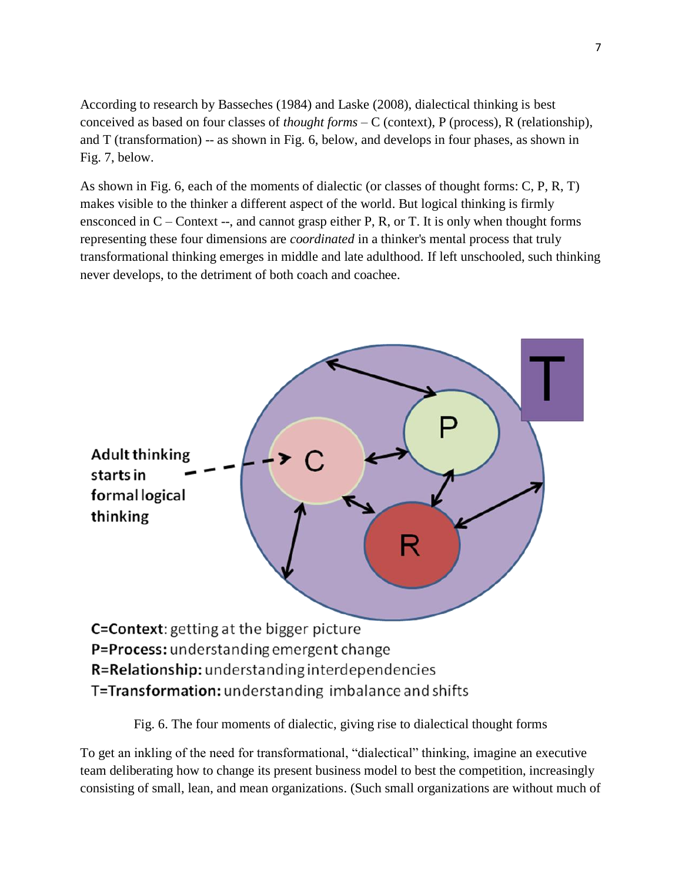According to research by Basseches (1984) and Laske (2008), dialectical thinking is best conceived as based on four classes of *thought forms* – C (context), P (process), R (relationship), and T (transformation) -- as shown in Fig. 6, below, and develops in four phases, as shown in Fig. 7, below.

As shown in Fig. 6, each of the moments of dialectic (or classes of thought forms: C, P, R, T) makes visible to the thinker a different aspect of the world. But logical thinking is firmly ensconced in C – Context --, and cannot grasp either P, R, or T. It is only when thought forms representing these four dimensions are *coordinated* in a thinker's mental process that truly transformational thinking emerges in middle and late adulthood. If left unschooled, such thinking never develops, to the detriment of both coach and coachee.

Adult thinking starts in formal logical thinking

**C=Context**: getting at the bigger picture
**P=Process:** understanding emergent change
**R=Relationship:** understanding interdependencies
**T=Transformation:** understanding imbalance and shifts

Fig. 6. The four moments of dialectic, giving rise to dialectical thought forms

To get an inkling of the need for transformational, "dialectical" thinking, imagine an executive team deliberating how to change its present business model to best the competition, increasingly consisting of small, lean, and mean organizations. (Such small organizations are without much of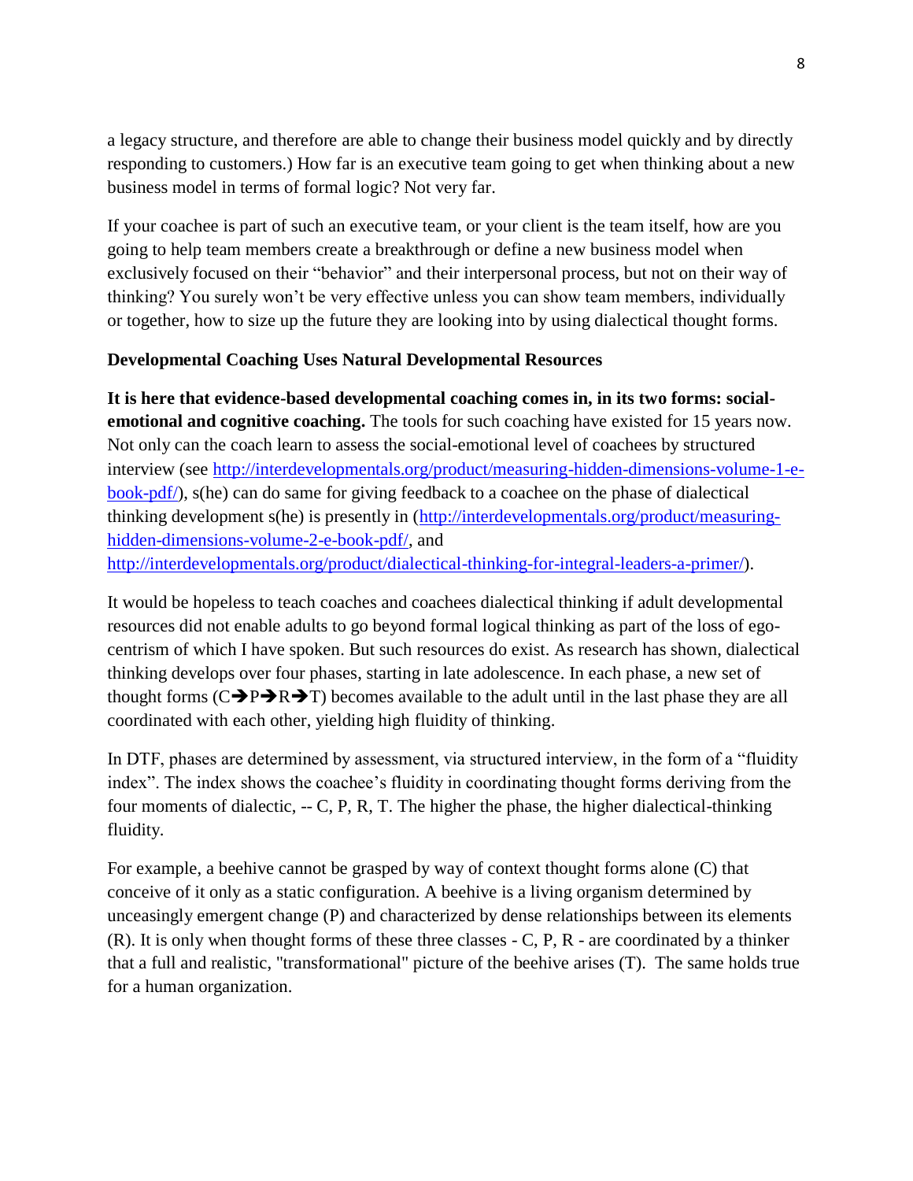a legacy structure, and therefore are able to change their business model quickly and by directly responding to customers.) How far is an executive team going to get when thinking about a new business model in terms of formal logic? Not very far.

If your coachee is part of such an executive team, or your client is the team itself, how are you going to help team members create a breakthrough or define a new business model when exclusively focused on their "behavior" and their interpersonal process, but not on their way of thinking? You surely won't be very effective unless you can show team members, individually or together, how to size up the future they are looking into by using dialectical thought forms.

**Developmental Coaching Uses Natural Developmental Resources**

**It is here that evidence-based developmental coaching comes in, in its two forms: social-emotional and cognitive coaching.** The tools for such coaching have existed for 15 years now. Not only can the coach learn to assess the social-emotional level of coachees by structured interview (see http://interdevelopmentals.org/product/measuring-hidden-dimensions-volume-1-e-book-pdf/), s(he) can do same for giving feedback to a coachee on the phase of dialectical thinking development s(he) is presently in (http://interdevelopmentals.org/product/measuring-hidden-dimensions-volume-2-e-book-pdf/, and http://interdevelopmentals.org/product/dialectical-thinking-for-integral-leaders-a-primer/).

It would be hopeless to teach coaches and coachees dialectical thinking if adult developmental resources did not enable adults to go beyond formal logical thinking as part of the loss of ego-centrism of which I have spoken. But such resources do exist. As research has shown, dialectical thinking develops over four phases, starting in late adolescence. In each phase, a new set of thought forms (C➔P➔R➔T) becomes available to the adult until in the last phase they are all coordinated with each other, yielding high fluidity of thinking.

In DTF, phases are determined by assessment, via structured interview, in the form of a "fluidity index". The index shows the coachee's fluidity in coordinating thought forms deriving from the four moments of dialectic, -- C, P, R, T. The higher the phase, the higher dialectical-thinking fluidity.

For example, a beehive cannot be grasped by way of context thought forms alone (C) that conceive of it only as a static configuration. A beehive is a living organism determined by unceasingly emergent change (P) and characterized by dense relationships between its elements (R). It is only when thought forms of these three classes - C, P, R - are coordinated by a thinker that a full and realistic, "transformational" picture of the beehive arises (T). The same holds true for a human organization.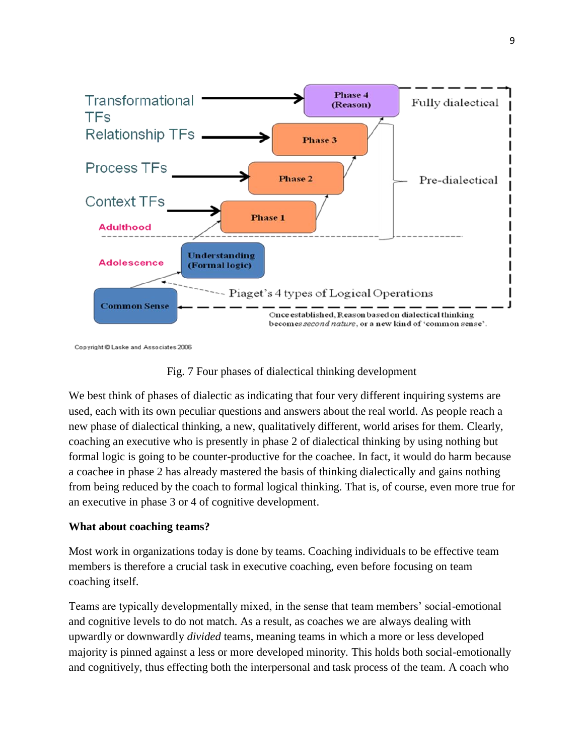Transformational TFs

Relationship TFs

Process TFs

Context TFs

Adulthood

Adolescence

Phase 4 (Reason)

Phase 3

Phase 2

Phase 1

Understanding (Formal logic)

Common Sense

Fully dialectical

Pre-dialectical

Piaget's 4 types of Logical Operations

Once established, Reason based on dialectical thinking becomes *second nature*, or a new kind of 'common sense'.

Copyright © Laske and Associates 2006

Fig. 7 Four phases of dialectical thinking development

We best think of phases of dialectic as indicating that four very different inquiring systems are used, each with its own peculiar questions and answers about the real world. As people reach a new phase of dialectical thinking, a new, qualitatively different, world arises for them. Clearly, coaching an executive who is presently in phase 2 of dialectical thinking by using nothing but formal logic is going to be counter-productive for the coachee. In fact, it would do harm because a coachee in phase 2 has already mastered the basis of thinking dialectically and gains nothing from being reduced by the coach to formal logical thinking. That is, of course, even more true for an executive in phase 3 or 4 of cognitive development.

**What about coaching teams?**

Most work in organizations today is done by teams. Coaching individuals to be effective team members is therefore a crucial task in executive coaching, even before focusing on team coaching itself.

Teams are typically developmentally mixed, in the sense that team members' social-emotional and cognitive levels to do not match. As a result, as coaches we are always dealing with upwardly or downwardly *divided* teams, meaning teams in which a more or less developed majority is pinned against a less or more developed minority. This holds both social-emotionally and cognitively, thus effecting both the interpersonal and task process of the team. A coach who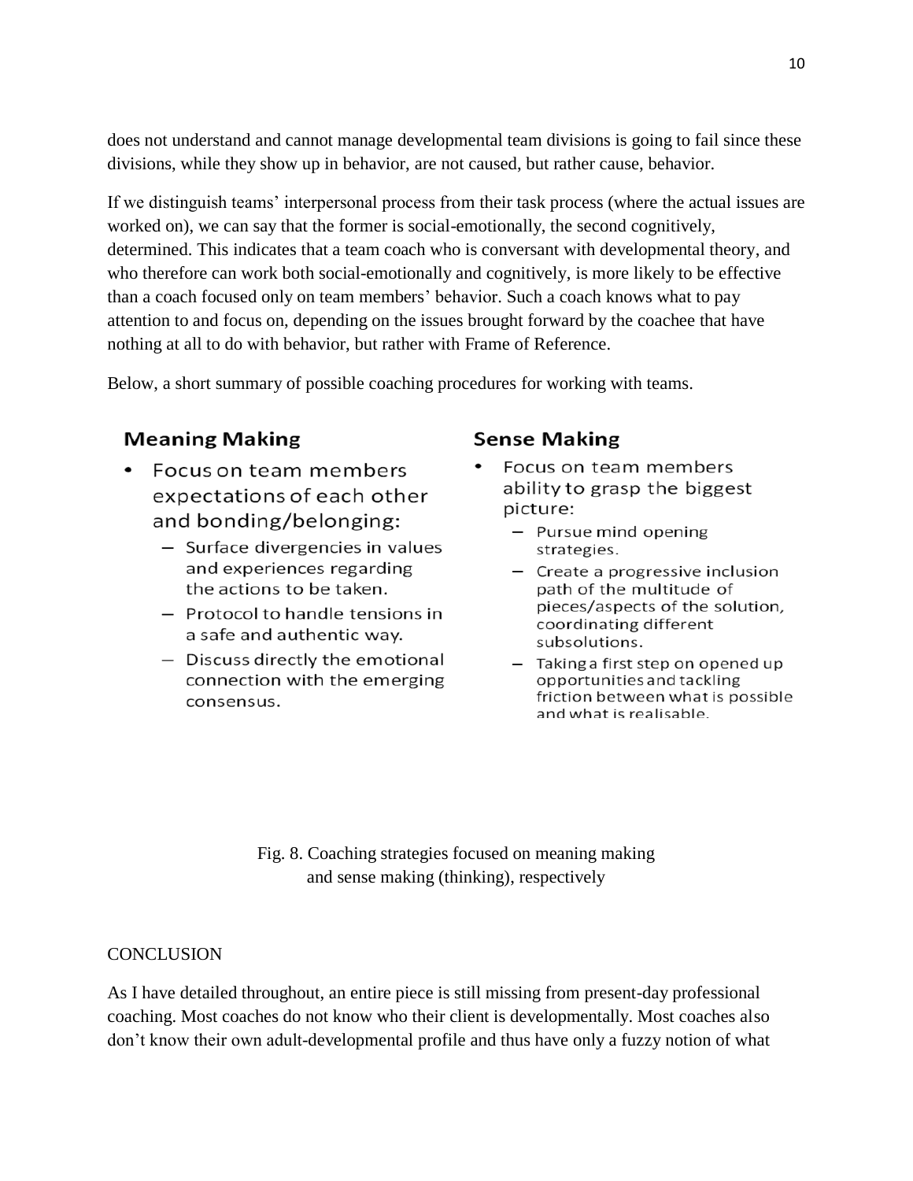does not understand and cannot manage developmental team divisions is going to fail since these divisions, while they show up in behavior, are not caused, but rather cause, behavior.

If we distinguish teams' interpersonal process from their task process (where the actual issues are worked on), we can say that the former is social-emotionally, the second cognitively, determined. This indicates that a team coach who is conversant with developmental theory, and who therefore can work both social-emotionally and cognitively, is more likely to be effective than a coach focused only on team members' behavior. Such a coach knows what to pay attention to and focus on, depending on the issues brought forward by the coachee that have nothing at all to do with behavior, but rather with Frame of Reference.

Below, a short summary of possible coaching procedures for working with teams.

**Meaning Making**

- Focus on team members expectations of each other and bonding/belonging:
  - Surface divergencies in values and experiences regarding the actions to be taken.
  - Protocol to handle tensions in a safe and authentic way.
  - Discuss directly the emotional connection with the emerging consensus.

**Sense Making**

- Focus on team members ability to grasp the biggest picture:
  - Pursue mind opening strategies.
  - Create a progressive inclusion path of the multitude of pieces/aspects of the solution, coordinating different subsolutions.
  - Taking a first step on opened up opportunities and tackling friction between what is possible and what is realisable.

Fig. 8. Coaching strategies focused on meaning making and sense making (thinking), respectively

## CONCLUSION

As I have detailed throughout, an entire piece is still missing from present-day professional coaching. Most coaches do not know who their client is developmentally. Most coaches also don't know their own adult-developmental profile and thus have only a fuzzy notion of what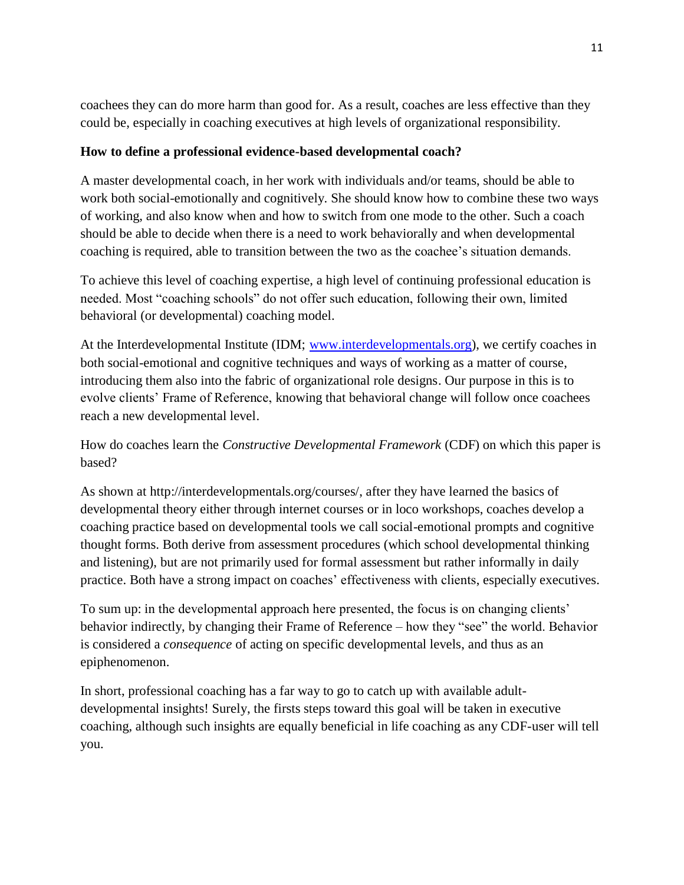coachees they can do more harm than good for. As a result, coaches are less effective than they could be, especially in coaching executives at high levels of organizational responsibility.

**How to define a professional evidence-based developmental coach?**

A master developmental coach, in her work with individuals and/or teams, should be able to work both social-emotionally and cognitively. She should know how to combine these two ways of working, and also know when and how to switch from one mode to the other. Such a coach should be able to decide when there is a need to work behaviorally and when developmental coaching is required, able to transition between the two as the coachee's situation demands.

To achieve this level of coaching expertise, a high level of continuing professional education is needed. Most "coaching schools" do not offer such education, following their own, limited behavioral (or developmental) coaching model.

At the Interdevelopmental Institute (IDM; [www.interdevelopmentals.org](www.interdevelopmentals.org)), we certify coaches in both social-emotional and cognitive techniques and ways of working as a matter of course, introducing them also into the fabric of organizational role designs. Our purpose in this is to evolve clients' Frame of Reference, knowing that behavioral change will follow once coachees reach a new developmental level.

How do coaches learn the *Constructive Developmental Framework* (CDF) on which this paper is based?

As shown at http://interdevelopmentals.org/courses/, after they have learned the basics of developmental theory either through internet courses or in loco workshops, coaches develop a coaching practice based on developmental tools we call social-emotional prompts and cognitive thought forms. Both derive from assessment procedures (which school developmental thinking and listening), but are not primarily used for formal assessment but rather informally in daily practice. Both have a strong impact on coaches' effectiveness with clients, especially executives.

To sum up: in the developmental approach here presented, the focus is on changing clients' behavior indirectly, by changing their Frame of Reference – how they "see" the world. Behavior is considered a *consequence* of acting on specific developmental levels, and thus as an epiphenomenon.

In short, professional coaching has a far way to go to catch up with available adult-developmental insights! Surely, the firsts steps toward this goal will be taken in executive coaching, although such insights are equally beneficial in life coaching as any CDF-user will tell you.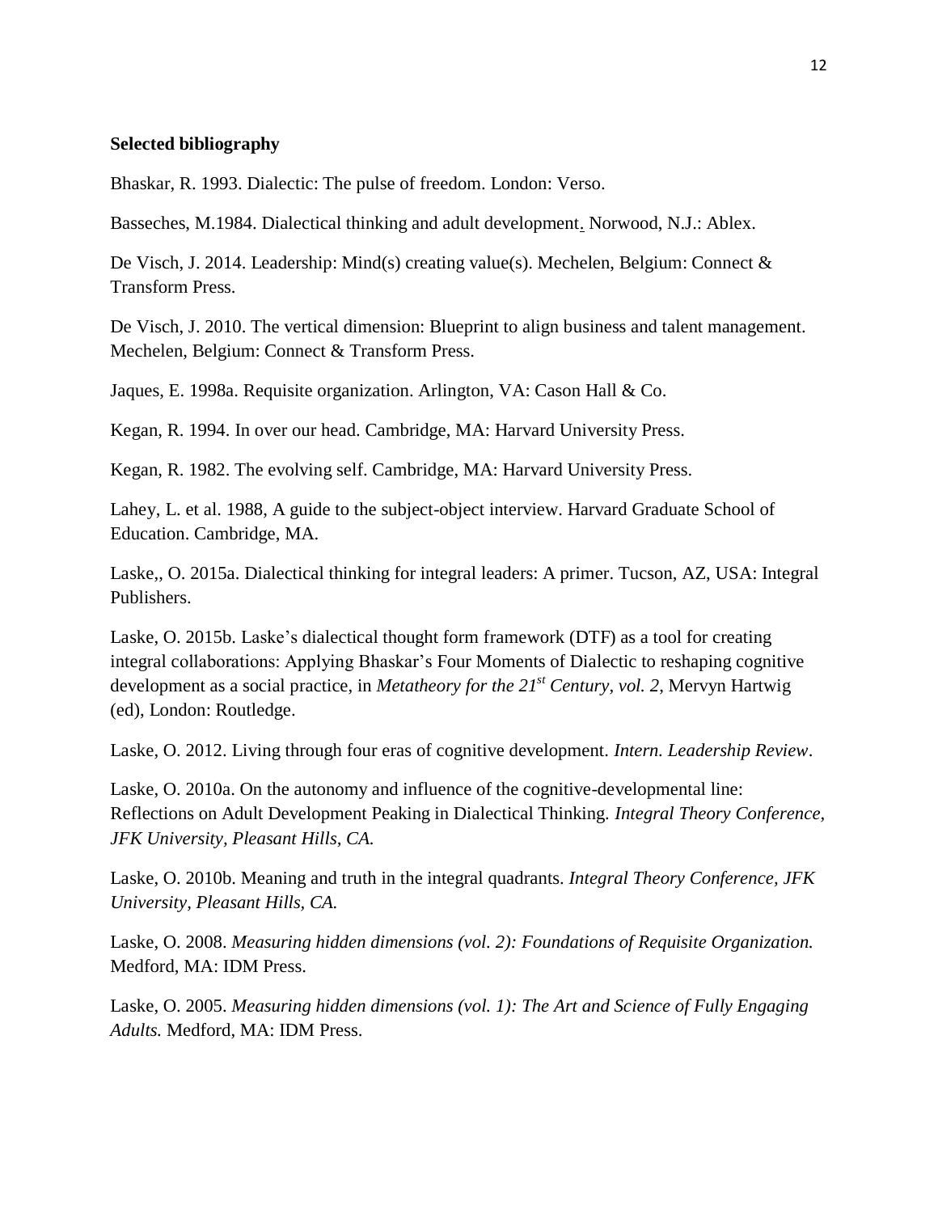**Selected bibliography**

Bhaskar, R. 1993. Dialectic: The pulse of freedom. London: Verso.

Basseches, M.1984. Dialectical thinking and adult development. Norwood, N.J.: Ablex.

De Visch, J. 2014. Leadership: Mind(s) creating value(s). Mechelen, Belgium: Connect & Transform Press.

De Visch, J. 2010. The vertical dimension: Blueprint to align business and talent management. Mechelen, Belgium: Connect & Transform Press.

Jaques, E. 1998a. Requisite organization. Arlington, VA: Cason Hall & Co.

Kegan, R. 1994. In over our head. Cambridge, MA: Harvard University Press.

Kegan, R. 1982. The evolving self. Cambridge, MA: Harvard University Press.

Lahey, L. et al. 1988, A guide to the subject-object interview. Harvard Graduate School of Education. Cambridge, MA.

Laske,, O. 2015a. Dialectical thinking for integral leaders: A primer. Tucson, AZ, USA: Integral Publishers.

Laske, O. 2015b. Laske's dialectical thought form framework (DTF) as a tool for creating integral collaborations: Applying Bhaskar's Four Moments of Dialectic to reshaping cognitive development as a social practice, in *Metatheory for the 21st Century, vol. 2,* Mervyn Hartwig (ed), London: Routledge.

Laske, O. 2012. Living through four eras of cognitive development. *Intern. Leadership Review*.

Laske, O. 2010a. On the autonomy and influence of the cognitive-developmental line: Reflections on Adult Development Peaking in Dialectical Thinking. *Integral Theory Conference, JFK University, Pleasant Hills, CA.*

Laske, O. 2010b. Meaning and truth in the integral quadrants. *Integral Theory Conference, JFK University, Pleasant Hills, CA.*

Laske, O. 2008. *Measuring hidden dimensions (vol. 2): Foundations of Requisite Organization.* Medford, MA: IDM Press.

Laske, O. 2005. *Measuring hidden dimensions (vol. 1): The Art and Science of Fully Engaging Adults.* Medford, MA: IDM Press.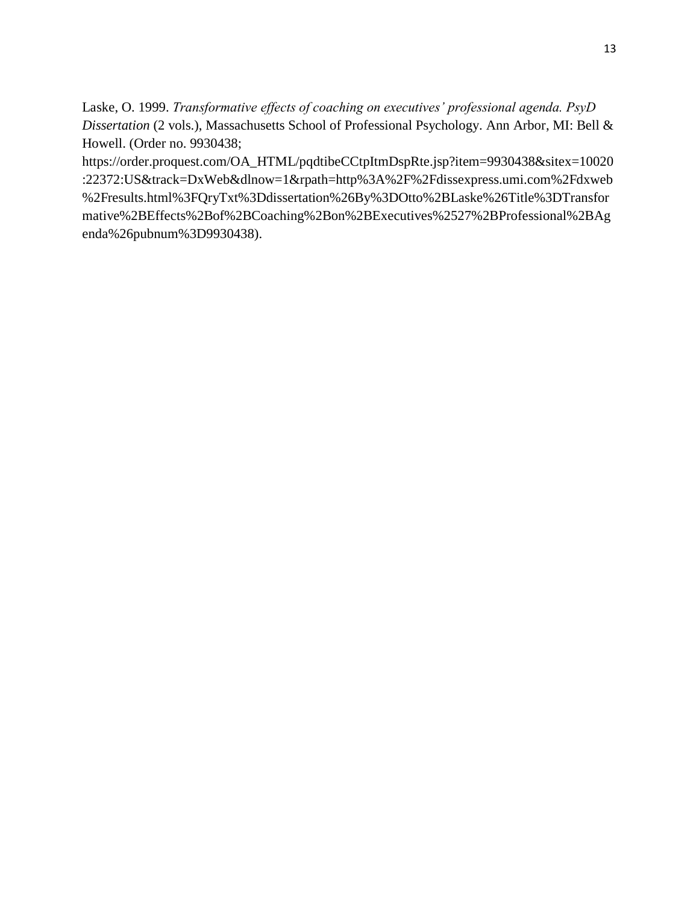Laske, O. 1999. *Transformative effects of coaching on executives' professional agenda. PsyD Dissertation* (2 vols.), Massachusetts School of Professional Psychology. Ann Arbor, MI: Bell & Howell. (Order no. 9930438; https://order.proquest.com/OA_HTML/pqdtibeCCtpItmDspRte.jsp?item=9930438&sitex=10020:22372:US&track=DxWeb&dlnow=1&rpath=http%3A%2F%2Fdissexpress.umi.com%2Fdxweb%2Fresults.html%3FQryTxt%3Ddissertation%26By%3DOtto%2BLaske%26Title%3DTransformative%2BEffects%2Bof%2BCoaching%2Bon%2BExecutives%2527%2BProfessional%2BAgenda%26pubnum%3D9930438).